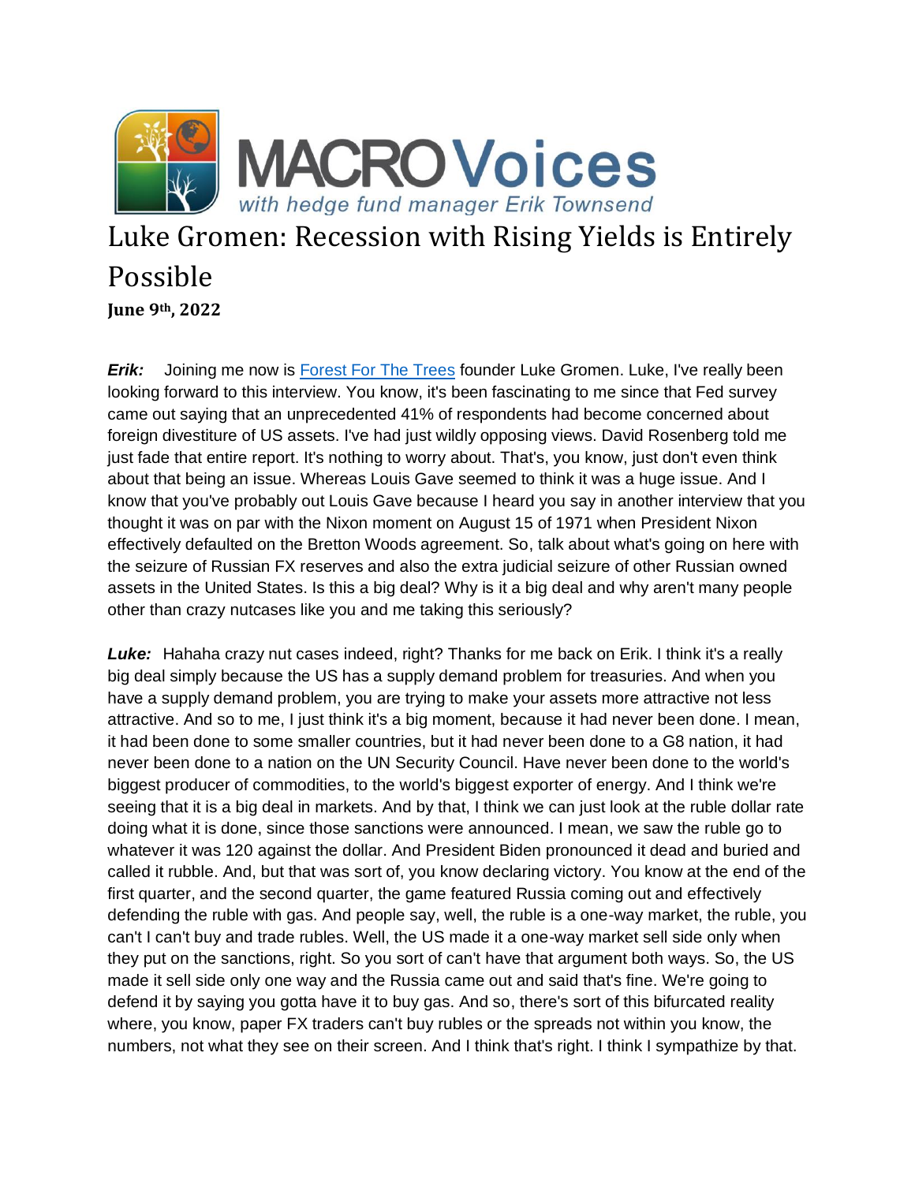# MACRO Voices

*with hedge fund manager Erik Townsend*

## Luke Gromen: Recession with Rising Yields is Entirely Possible

**June 9th, 2022**

***Erik:*** Joining me now is [Forest For The Trees](Forest For The Trees) founder Luke Gromen. Luke, I've really been looking forward to this interview. You know, it's been fascinating to me since that Fed survey came out saying that an unprecedented 41% of respondents had become concerned about foreign divestiture of US assets. I've had just wildly opposing views. David Rosenberg told me just fade that entire report. It's nothing to worry about. That's, you know, just don't even think about that being an issue. Whereas Louis Gave seemed to think it was a huge issue. And I know that you've probably out Louis Gave because I heard you say in another interview that you thought it was on par with the Nixon moment on August 15 of 1971 when President Nixon effectively defaulted on the Bretton Woods agreement. So, talk about what's going on here with the seizure of Russian FX reserves and also the extra judicial seizure of other Russian owned assets in the United States. Is this a big deal? Why is it a big deal and why aren't many people other than crazy nutcases like you and me taking this seriously?

***Luke:*** Hahaha crazy nut cases indeed, right? Thanks for me back on Erik. I think it's a really big deal simply because the US has a supply demand problem for treasuries. And when you have a supply demand problem, you are trying to make your assets more attractive not less attractive. And so to me, I just think it's a big moment, because it had never been done. I mean, it had been done to some smaller countries, but it had never been done to a G8 nation, it had never been done to a nation on the UN Security Council. Have never been done to the world's biggest producer of commodities, to the world's biggest exporter of energy. And I think we're seeing that it is a big deal in markets. And by that, I think we can just look at the ruble dollar rate doing what it is done, since those sanctions were announced. I mean, we saw the ruble go to whatever it was 120 against the dollar. And President Biden pronounced it dead and buried and called it rubble. And, but that was sort of, you know declaring victory. You know at the end of the first quarter, and the second quarter, the game featured Russia coming out and effectively defending the ruble with gas. And people say, well, the ruble is a one-way market, the ruble, you can't I can't buy and trade rubles. Well, the US made it a one-way market sell side only when they put on the sanctions, right. So you sort of can't have that argument both ways. So, the US made it sell side only one way and the Russia came out and said that's fine. We're going to defend it by saying you gotta have it to buy gas. And so, there's sort of this bifurcated reality where, you know, paper FX traders can't buy rubles or the spreads not within you know, the numbers, not what they see on their screen. And I think that's right. I think I sympathize by that.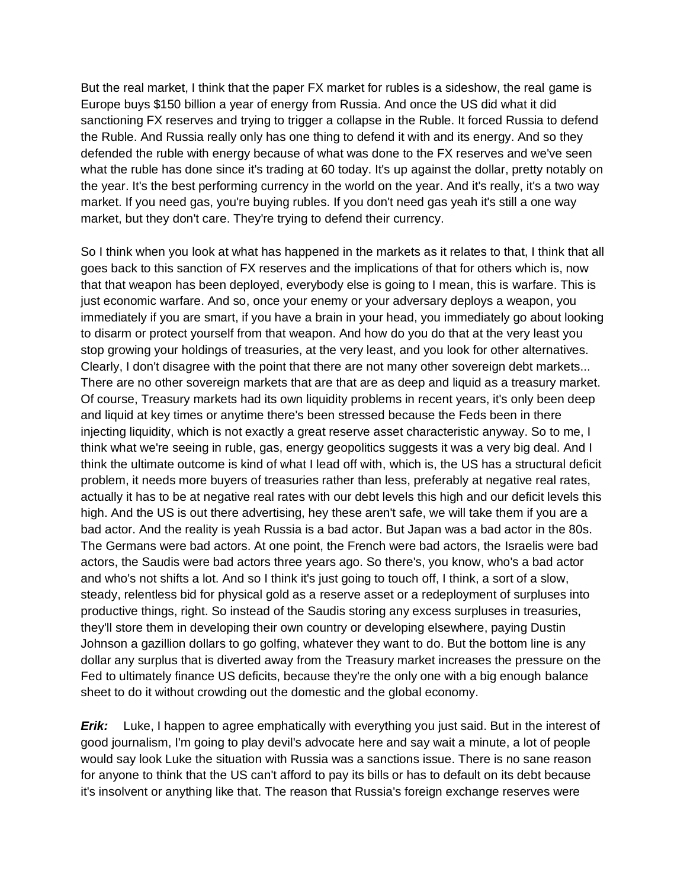But the real market, I think that the paper FX market for rubles is a sideshow, the real game is Europe buys $150 billion a year of energy from Russia. And once the US did what it did sanctioning FX reserves and trying to trigger a collapse in the Ruble. It forced Russia to defend the Ruble. And Russia really only has one thing to defend it with and its energy. And so they defended the ruble with energy because of what was done to the FX reserves and we've seen what the ruble has done since it's trading at 60 today. It's up against the dollar, pretty notably on the year. It's the best performing currency in the world on the year. And it's really, it's a two way market. If you need gas, you're buying rubles. If you don't need gas yeah it's still a one way market, but they don't care. They're trying to defend their currency.

So I think when you look at what has happened in the markets as it relates to that, I think that all goes back to this sanction of FX reserves and the implications of that for others which is, now that that weapon has been deployed, everybody else is going to I mean, this is warfare. This is just economic warfare. And so, once your enemy or your adversary deploys a weapon, you immediately if you are smart, if you have a brain in your head, you immediately go about looking to disarm or protect yourself from that weapon. And how do you do that at the very least you stop growing your holdings of treasuries, at the very least, and you look for other alternatives. Clearly, I don't disagree with the point that there are not many other sovereign debt markets... There are no other sovereign markets that are that are as deep and liquid as a treasury market. Of course, Treasury markets had its own liquidity problems in recent years, it's only been deep and liquid at key times or anytime there's been stressed because the Feds been in there injecting liquidity, which is not exactly a great reserve asset characteristic anyway. So to me, I think what we're seeing in ruble, gas, energy geopolitics suggests it was a very big deal. And I think the ultimate outcome is kind of what I lead off with, which is, the US has a structural deficit problem, it needs more buyers of treasuries rather than less, preferably at negative real rates, actually it has to be at negative real rates with our debt levels this high and our deficit levels this high. And the US is out there advertising, hey these aren't safe, we will take them if you are a bad actor. And the reality is yeah Russia is a bad actor. But Japan was a bad actor in the 80s. The Germans were bad actors. At one point, the French were bad actors, the Israelis were bad actors, the Saudis were bad actors three years ago. So there's, you know, who's a bad actor and who's not shifts a lot. And so I think it's just going to touch off, I think, a sort of a slow, steady, relentless bid for physical gold as a reserve asset or a redeployment of surpluses into productive things, right. So instead of the Saudis storing any excess surpluses in treasuries, they'll store them in developing their own country or developing elsewhere, paying Dustin Johnson a gazillion dollars to go golfing, whatever they want to do. But the bottom line is any dollar any surplus that is diverted away from the Treasury market increases the pressure on the Fed to ultimately finance US deficits, because they're the only one with a big enough balance sheet to do it without crowding out the domestic and the global economy.

***Erik:*** Luke, I happen to agree emphatically with everything you just said. But in the interest of good journalism, I'm going to play devil's advocate here and say wait a minute, a lot of people would say look Luke the situation with Russia was a sanctions issue. There is no sane reason for anyone to think that the US can't afford to pay its bills or has to default on its debt because it's insolvent or anything like that. The reason that Russia's foreign exchange reserves were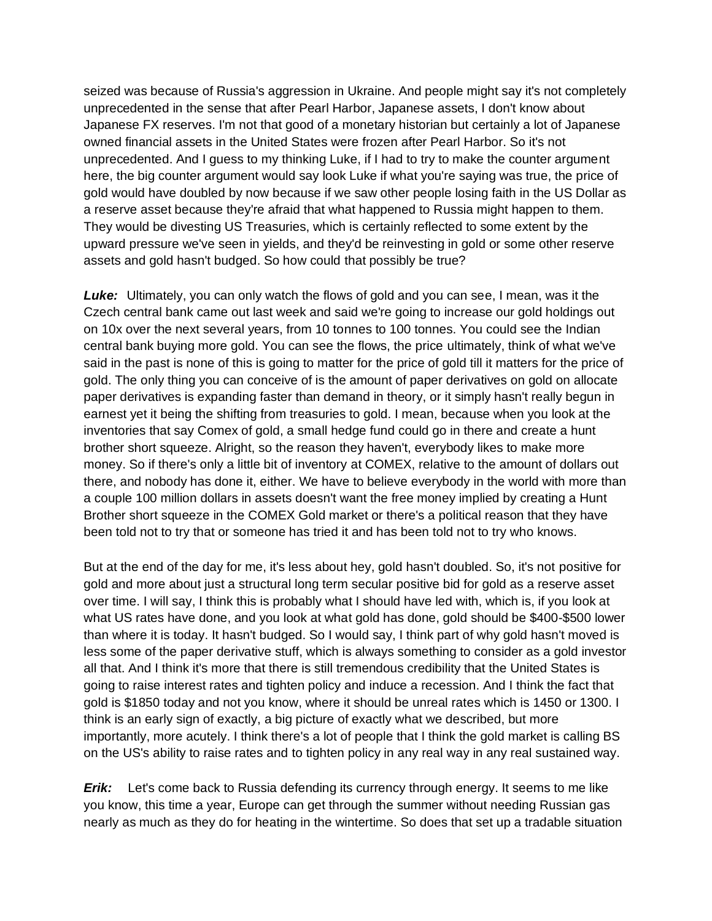seized was because of Russia's aggression in Ukraine. And people might say it's not completely unprecedented in the sense that after Pearl Harbor, Japanese assets, I don't know about Japanese FX reserves. I'm not that good of a monetary historian but certainly a lot of Japanese owned financial assets in the United States were frozen after Pearl Harbor. So it's not unprecedented. And I guess to my thinking Luke, if I had to try to make the counter argument here, the big counter argument would say look Luke if what you're saying was true, the price of gold would have doubled by now because if we saw other people losing faith in the US Dollar as a reserve asset because they're afraid that what happened to Russia might happen to them. They would be divesting US Treasuries, which is certainly reflected to some extent by the upward pressure we've seen in yields, and they'd be reinvesting in gold or some other reserve assets and gold hasn't budged. So how could that possibly be true?

***Luke:*** Ultimately, you can only watch the flows of gold and you can see, I mean, was it the Czech central bank came out last week and said we're going to increase our gold holdings out on 10x over the next several years, from 10 tonnes to 100 tonnes. You could see the Indian central bank buying more gold. You can see the flows, the price ultimately, think of what we've said in the past is none of this is going to matter for the price of gold till it matters for the price of gold. The only thing you can conceive of is the amount of paper derivatives on gold on allocate paper derivatives is expanding faster than demand in theory, or it simply hasn't really begun in earnest yet it being the shifting from treasuries to gold. I mean, because when you look at the inventories that say Comex of gold, a small hedge fund could go in there and create a hunt brother short squeeze. Alright, so the reason they haven't, everybody likes to make more money. So if there's only a little bit of inventory at COMEX, relative to the amount of dollars out there, and nobody has done it, either. We have to believe everybody in the world with more than a couple 100 million dollars in assets doesn't want the free money implied by creating a Hunt Brother short squeeze in the COMEX Gold market or there's a political reason that they have been told not to try that or someone has tried it and has been told not to try who knows.

But at the end of the day for me, it's less about hey, gold hasn't doubled. So, it's not positive for gold and more about just a structural long term secular positive bid for gold as a reserve asset over time. I will say, I think this is probably what I should have led with, which is, if you look at what US rates have done, and you look at what gold has done, gold should be $400-$500 lower than where it is today. It hasn't budged. So I would say, I think part of why gold hasn't moved is less some of the paper derivative stuff, which is always something to consider as a gold investor all that. And I think it's more that there is still tremendous credibility that the United States is going to raise interest rates and tighten policy and induce a recession. And I think the fact that gold is $1850 today and not you know, where it should be unreal rates which is 1450 or 1300. I think is an early sign of exactly, a big picture of exactly what we described, but more importantly, more acutely. I think there's a lot of people that I think the gold market is calling BS on the US's ability to raise rates and to tighten policy in any real way in any real sustained way.

***Erik:*** Let's come back to Russia defending its currency through energy. It seems to me like you know, this time a year, Europe can get through the summer without needing Russian gas nearly as much as they do for heating in the wintertime. So does that set up a tradable situation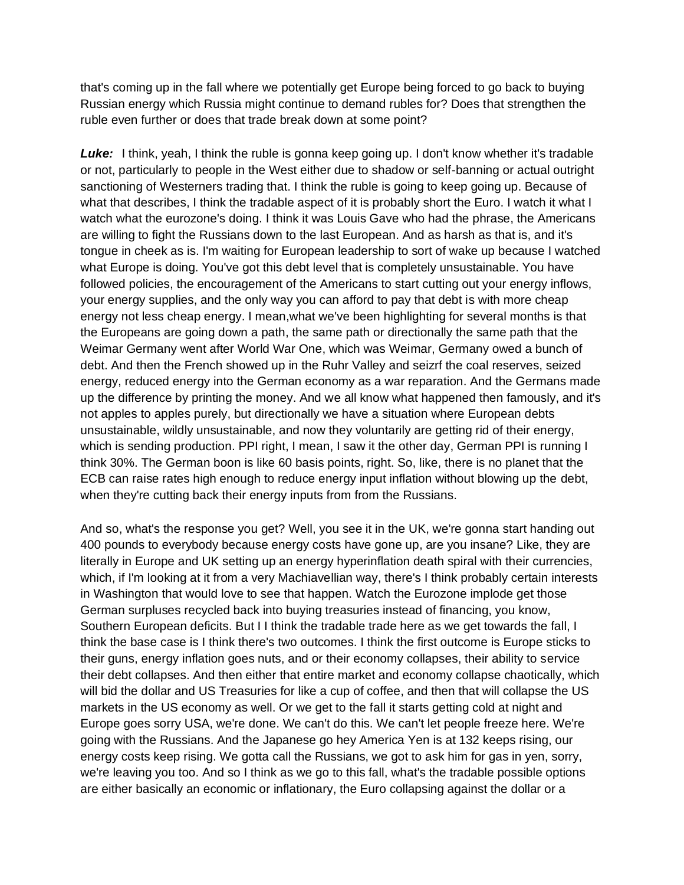that's coming up in the fall where we potentially get Europe being forced to go back to buying Russian energy which Russia might continue to demand rubles for? Does that strengthen the ruble even further or does that trade break down at some point?

***Luke:*** I think, yeah, I think the ruble is gonna keep going up. I don't know whether it's tradable or not, particularly to people in the West either due to shadow or self-banning or actual outright sanctioning of Westerners trading that. I think the ruble is going to keep going up. Because of what that describes, I think the tradable aspect of it is probably short the Euro. I watch it what I watch what the eurozone's doing. I think it was Louis Gave who had the phrase, the Americans are willing to fight the Russians down to the last European. And as harsh as that is, and it's tongue in cheek as is. I'm waiting for European leadership to sort of wake up because I watched what Europe is doing. You've got this debt level that is completely unsustainable. You have followed policies, the encouragement of the Americans to start cutting out your energy inflows, your energy supplies, and the only way you can afford to pay that debt is with more cheap energy not less cheap energy. I mean,what we've been highlighting for several months is that the Europeans are going down a path, the same path or directionally the same path that the Weimar Germany went after World War One, which was Weimar, Germany owed a bunch of debt. And then the French showed up in the Ruhr Valley and seizrf the coal reserves, seized energy, reduced energy into the German economy as a war reparation. And the Germans made up the difference by printing the money. And we all know what happened then famously, and it's not apples to apples purely, but directionally we have a situation where European debts unsustainable, wildly unsustainable, and now they voluntarily are getting rid of their energy, which is sending production. PPI right, I mean, I saw it the other day, German PPI is running I think 30%. The German boon is like 60 basis points, right. So, like, there is no planet that the ECB can raise rates high enough to reduce energy input inflation without blowing up the debt, when they're cutting back their energy inputs from from the Russians.

And so, what's the response you get? Well, you see it in the UK, we're gonna start handing out 400 pounds to everybody because energy costs have gone up, are you insane? Like, they are literally in Europe and UK setting up an energy hyperinflation death spiral with their currencies, which, if I'm looking at it from a very Machiavellian way, there's I think probably certain interests in Washington that would love to see that happen. Watch the Eurozone implode get those German surpluses recycled back into buying treasuries instead of financing, you know, Southern European deficits. But I I think the tradable trade here as we get towards the fall, I think the base case is I think there's two outcomes. I think the first outcome is Europe sticks to their guns, energy inflation goes nuts, and or their economy collapses, their ability to service their debt collapses. And then either that entire market and economy collapse chaotically, which will bid the dollar and US Treasuries for like a cup of coffee, and then that will collapse the US markets in the US economy as well. Or we get to the fall it starts getting cold at night and Europe goes sorry USA, we're done. We can't do this. We can't let people freeze here. We're going with the Russians. And the Japanese go hey America Yen is at 132 keeps rising, our energy costs keep rising. We gotta call the Russians, we got to ask him for gas in yen, sorry, we're leaving you too. And so I think as we go to this fall, what's the tradable possible options are either basically an economic or inflationary, the Euro collapsing against the dollar or a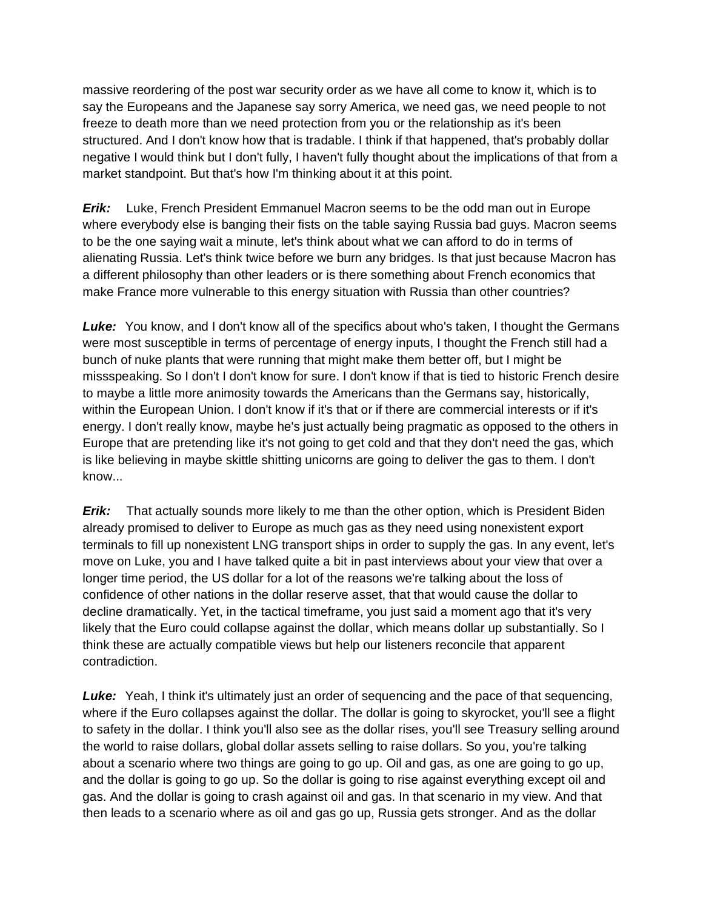massive reordering of the post war security order as we have all come to know it, which is to say the Europeans and the Japanese say sorry America, we need gas, we need people to not freeze to death more than we need protection from you or the relationship as it's been structured. And I don't know how that is tradable. I think if that happened, that's probably dollar negative I would think but I don't fully, I haven't fully thought about the implications of that from a market standpoint. But that's how I'm thinking about it at this point.

***Erik:*** Luke, French President Emmanuel Macron seems to be the odd man out in Europe where everybody else is banging their fists on the table saying Russia bad guys. Macron seems to be the one saying wait a minute, let's think about what we can afford to do in terms of alienating Russia. Let's think twice before we burn any bridges. Is that just because Macron has a different philosophy than other leaders or is there something about French economics that make France more vulnerable to this energy situation with Russia than other countries?

***Luke:*** You know, and I don't know all of the specifics about who's taken, I thought the Germans were most susceptible in terms of percentage of energy inputs, I thought the French still had a bunch of nuke plants that were running that might make them better off, but I might be missspeaking. So I don't I don't know for sure. I don't know if that is tied to historic French desire to maybe a little more animosity towards the Americans than the Germans say, historically, within the European Union. I don't know if it's that or if there are commercial interests or if it's energy. I don't really know, maybe he's just actually being pragmatic as opposed to the others in Europe that are pretending like it's not going to get cold and that they don't need the gas, which is like believing in maybe skittle shitting unicorns are going to deliver the gas to them. I don't know...

***Erik:*** That actually sounds more likely to me than the other option, which is President Biden already promised to deliver to Europe as much gas as they need using nonexistent export terminals to fill up nonexistent LNG transport ships in order to supply the gas. In any event, let's move on Luke, you and I have talked quite a bit in past interviews about your view that over a longer time period, the US dollar for a lot of the reasons we're talking about the loss of confidence of other nations in the dollar reserve asset, that that would cause the dollar to decline dramatically. Yet, in the tactical timeframe, you just said a moment ago that it's very likely that the Euro could collapse against the dollar, which means dollar up substantially. So I think these are actually compatible views but help our listeners reconcile that apparent contradiction.

***Luke:*** Yeah, I think it's ultimately just an order of sequencing and the pace of that sequencing, where if the Euro collapses against the dollar. The dollar is going to skyrocket, you'll see a flight to safety in the dollar. I think you'll also see as the dollar rises, you'll see Treasury selling around the world to raise dollars, global dollar assets selling to raise dollars. So you, you're talking about a scenario where two things are going to go up. Oil and gas, as one are going to go up, and the dollar is going to go up. So the dollar is going to rise against everything except oil and gas. And the dollar is going to crash against oil and gas. In that scenario in my view. And that then leads to a scenario where as oil and gas go up, Russia gets stronger. And as the dollar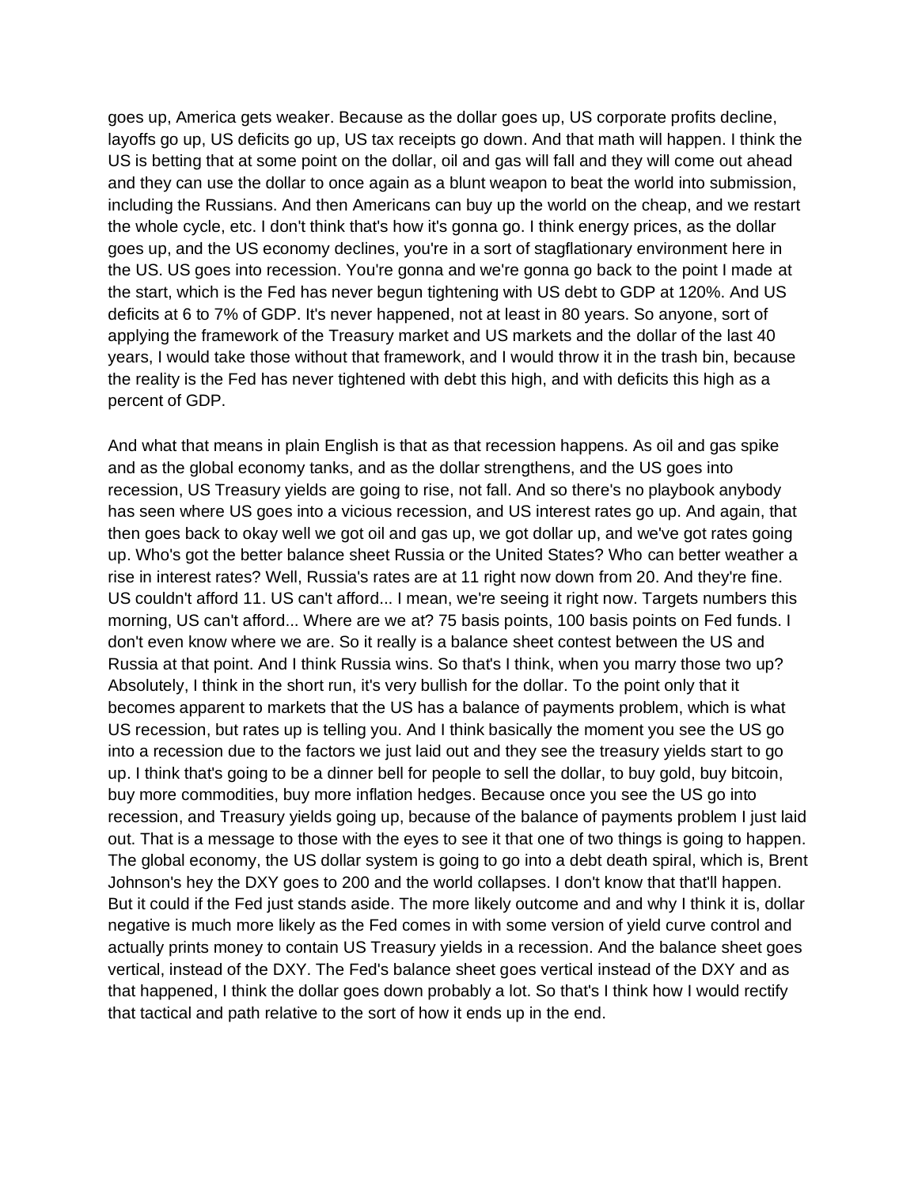goes up, America gets weaker. Because as the dollar goes up, US corporate profits decline, layoffs go up, US deficits go up, US tax receipts go down. And that math will happen. I think the US is betting that at some point on the dollar, oil and gas will fall and they will come out ahead and they can use the dollar to once again as a blunt weapon to beat the world into submission, including the Russians. And then Americans can buy up the world on the cheap, and we restart the whole cycle, etc. I don't think that's how it's gonna go. I think energy prices, as the dollar goes up, and the US economy declines, you're in a sort of stagflationary environment here in the US. US goes into recession. You're gonna and we're gonna go back to the point I made at the start, which is the Fed has never begun tightening with US debt to GDP at 120%. And US deficits at 6 to 7% of GDP. It's never happened, not at least in 80 years. So anyone, sort of applying the framework of the Treasury market and US markets and the dollar of the last 40 years, I would take those without that framework, and I would throw it in the trash bin, because the reality is the Fed has never tightened with debt this high, and with deficits this high as a percent of GDP.

And what that means in plain English is that as that recession happens. As oil and gas spike and as the global economy tanks, and as the dollar strengthens, and the US goes into recession, US Treasury yields are going to rise, not fall. And so there's no playbook anybody has seen where US goes into a vicious recession, and US interest rates go up. And again, that then goes back to okay well we got oil and gas up, we got dollar up, and we've got rates going up. Who's got the better balance sheet Russia or the United States? Who can better weather a rise in interest rates? Well, Russia's rates are at 11 right now down from 20. And they're fine. US couldn't afford 11. US can't afford... I mean, we're seeing it right now. Targets numbers this morning, US can't afford... Where are we at? 75 basis points, 100 basis points on Fed funds. I don't even know where we are. So it really is a balance sheet contest between the US and Russia at that point. And I think Russia wins. So that's I think, when you marry those two up? Absolutely, I think in the short run, it's very bullish for the dollar. To the point only that it becomes apparent to markets that the US has a balance of payments problem, which is what US recession, but rates up is telling you. And I think basically the moment you see the US go into a recession due to the factors we just laid out and they see the treasury yields start to go up. I think that's going to be a dinner bell for people to sell the dollar, to buy gold, buy bitcoin, buy more commodities, buy more inflation hedges. Because once you see the US go into recession, and Treasury yields going up, because of the balance of payments problem I just laid out. That is a message to those with the eyes to see it that one of two things is going to happen. The global economy, the US dollar system is going to go into a debt death spiral, which is, Brent Johnson's hey the DXY goes to 200 and the world collapses. I don't know that that'll happen. But it could if the Fed just stands aside. The more likely outcome and and why I think it is, dollar negative is much more likely as the Fed comes in with some version of yield curve control and actually prints money to contain US Treasury yields in a recession. And the balance sheet goes vertical, instead of the DXY. The Fed's balance sheet goes vertical instead of the DXY and as that happened, I think the dollar goes down probably a lot. So that's I think how I would rectify that tactical and path relative to the sort of how it ends up in the end.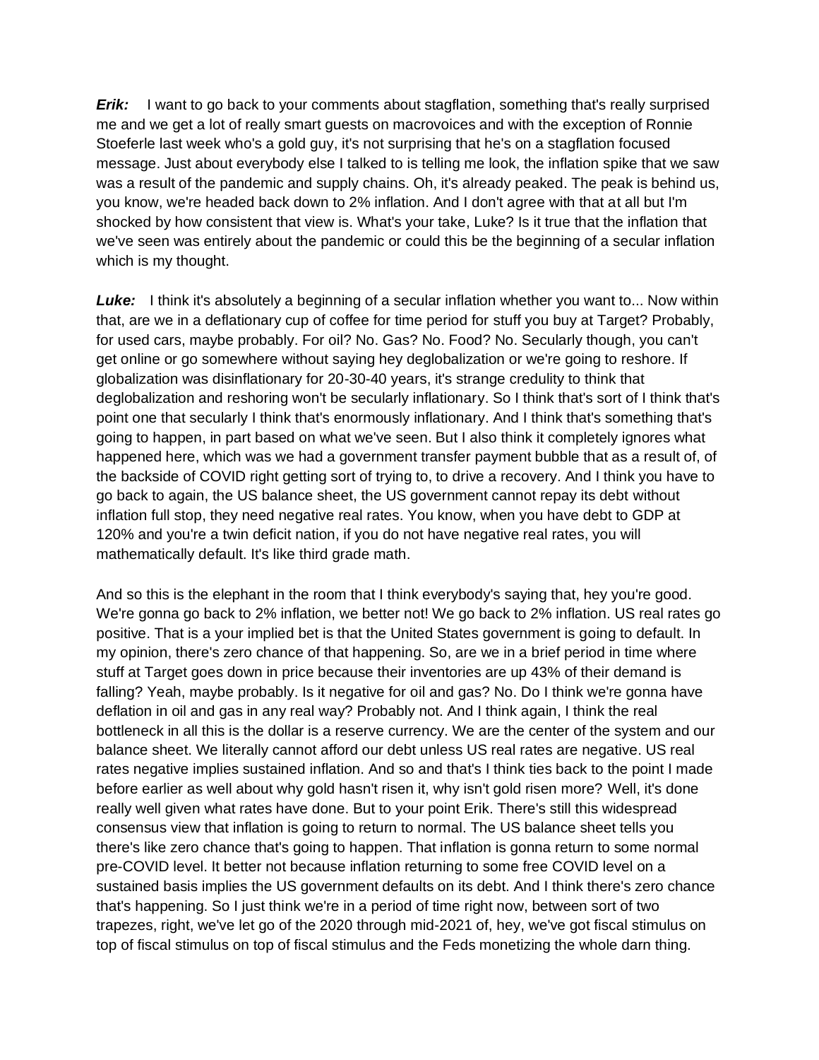***Erik:*** I want to go back to your comments about stagflation, something that's really surprised me and we get a lot of really smart guests on macrovoices and with the exception of Ronnie Stoeferle last week who's a gold guy, it's not surprising that he's on a stagflation focused message. Just about everybody else I talked to is telling me look, the inflation spike that we saw was a result of the pandemic and supply chains. Oh, it's already peaked. The peak is behind us, you know, we're headed back down to 2% inflation. And I don't agree with that at all but I'm shocked by how consistent that view is. What's your take, Luke? Is it true that the inflation that we've seen was entirely about the pandemic or could this be the beginning of a secular inflation which is my thought.

***Luke:*** I think it's absolutely a beginning of a secular inflation whether you want to... Now within that, are we in a deflationary cup of coffee for time period for stuff you buy at Target? Probably, for used cars, maybe probably. For oil? No. Gas? No. Food? No. Secularly though, you can't get online or go somewhere without saying hey deglobalization or we're going to reshore. If globalization was disinflationary for 20-30-40 years, it's strange credulity to think that deglobalization and reshoring won't be secularly inflationary. So I think that's sort of I think that's point one that secularly I think that's enormously inflationary. And I think that's something that's going to happen, in part based on what we've seen. But I also think it completely ignores what happened here, which was we had a government transfer payment bubble that as a result of, of the backside of COVID right getting sort of trying to, to drive a recovery. And I think you have to go back to again, the US balance sheet, the US government cannot repay its debt without inflation full stop, they need negative real rates. You know, when you have debt to GDP at 120% and you're a twin deficit nation, if you do not have negative real rates, you will mathematically default. It's like third grade math.

And so this is the elephant in the room that I think everybody's saying that, hey you're good. We're gonna go back to 2% inflation, we better not! We go back to 2% inflation. US real rates go positive. That is a your implied bet is that the United States government is going to default. In my opinion, there's zero chance of that happening. So, are we in a brief period in time where stuff at Target goes down in price because their inventories are up 43% of their demand is falling? Yeah, maybe probably. Is it negative for oil and gas? No. Do I think we're gonna have deflation in oil and gas in any real way? Probably not. And I think again, I think the real bottleneck in all this is the dollar is a reserve currency. We are the center of the system and our balance sheet. We literally cannot afford our debt unless US real rates are negative. US real rates negative implies sustained inflation. And so and that's I think ties back to the point I made before earlier as well about why gold hasn't risen it, why isn't gold risen more? Well, it's done really well given what rates have done. But to your point Erik. There's still this widespread consensus view that inflation is going to return to normal. The US balance sheet tells you there's like zero chance that's going to happen. That inflation is gonna return to some normal pre-COVID level. It better not because inflation returning to some free COVID level on a sustained basis implies the US government defaults on its debt. And I think there's zero chance that's happening. So I just think we're in a period of time right now, between sort of two trapezes, right, we've let go of the 2020 through mid-2021 of, hey, we've got fiscal stimulus on top of fiscal stimulus on top of fiscal stimulus and the Feds monetizing the whole darn thing.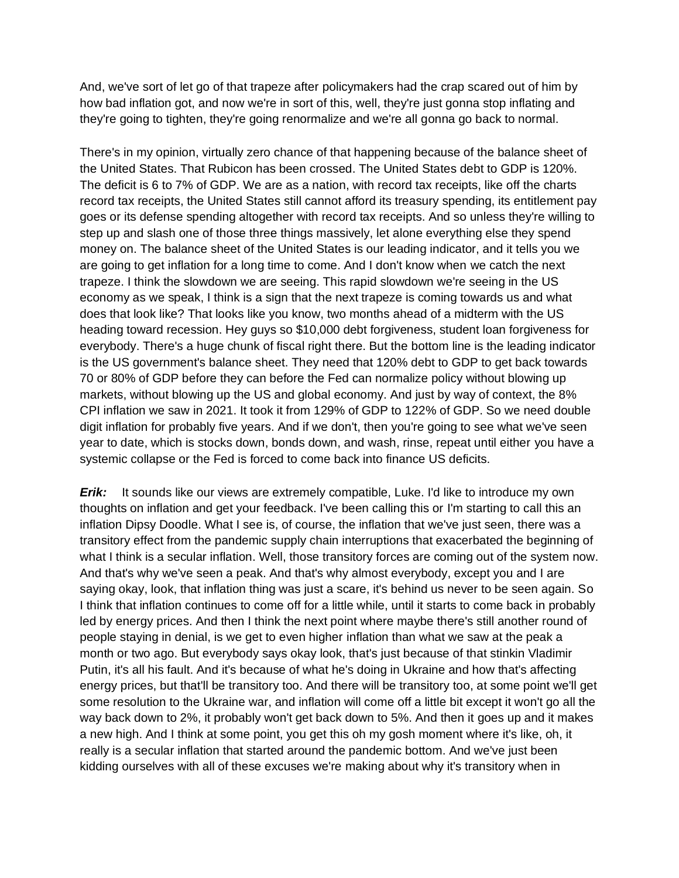And, we've sort of let go of that trapeze after policymakers had the crap scared out of him by how bad inflation got, and now we're in sort of this, well, they're just gonna stop inflating and they're going to tighten, they're going renormalize and we're all gonna go back to normal.

There's in my opinion, virtually zero chance of that happening because of the balance sheet of the United States. That Rubicon has been crossed. The United States debt to GDP is 120%. The deficit is 6 to 7% of GDP. We are as a nation, with record tax receipts, like off the charts record tax receipts, the United States still cannot afford its treasury spending, its entitlement pay goes or its defense spending altogether with record tax receipts. And so unless they're willing to step up and slash one of those three things massively, let alone everything else they spend money on. The balance sheet of the United States is our leading indicator, and it tells you we are going to get inflation for a long time to come. And I don't know when we catch the next trapeze. I think the slowdown we are seeing. This rapid slowdown we're seeing in the US economy as we speak, I think is a sign that the next trapeze is coming towards us and what does that look like? That looks like you know, two months ahead of a midterm with the US heading toward recession. Hey guys so $10,000 debt forgiveness, student loan forgiveness for everybody. There's a huge chunk of fiscal right there. But the bottom line is the leading indicator is the US government's balance sheet. They need that 120% debt to GDP to get back towards 70 or 80% of GDP before they can before the Fed can normalize policy without blowing up markets, without blowing up the US and global economy. And just by way of context, the 8% CPI inflation we saw in 2021. It took it from 129% of GDP to 122% of GDP. So we need double digit inflation for probably five years. And if we don't, then you're going to see what we've seen year to date, which is stocks down, bonds down, and wash, rinse, repeat until either you have a systemic collapse or the Fed is forced to come back into finance US deficits.

***Erik:*** It sounds like our views are extremely compatible, Luke. I'd like to introduce my own thoughts on inflation and get your feedback. I've been calling this or I'm starting to call this an inflation Dipsy Doodle. What I see is, of course, the inflation that we've just seen, there was a transitory effect from the pandemic supply chain interruptions that exacerbated the beginning of what I think is a secular inflation. Well, those transitory forces are coming out of the system now. And that's why we've seen a peak. And that's why almost everybody, except you and I are saying okay, look, that inflation thing was just a scare, it's behind us never to be seen again. So I think that inflation continues to come off for a little while, until it starts to come back in probably led by energy prices. And then I think the next point where maybe there's still another round of people staying in denial, is we get to even higher inflation than what we saw at the peak a month or two ago. But everybody says okay look, that's just because of that stinkin Vladimir Putin, it's all his fault. And it's because of what he's doing in Ukraine and how that's affecting energy prices, but that'll be transitory too. And there will be transitory too, at some point we'll get some resolution to the Ukraine war, and inflation will come off a little bit except it won't go all the way back down to 2%, it probably won't get back down to 5%. And then it goes up and it makes a new high. And I think at some point, you get this oh my gosh moment where it's like, oh, it really is a secular inflation that started around the pandemic bottom. And we've just been kidding ourselves with all of these excuses we're making about why it's transitory when in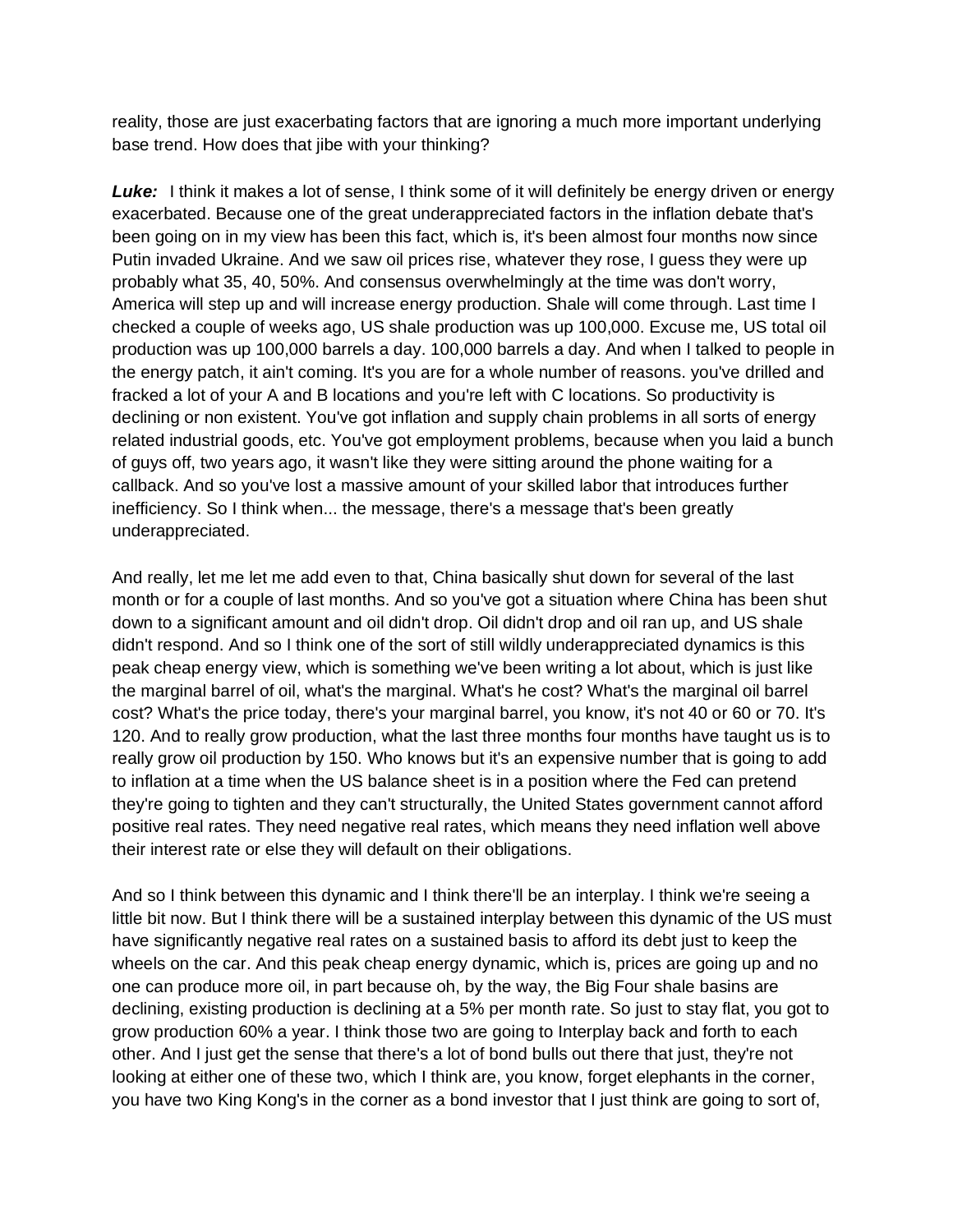reality, those are just exacerbating factors that are ignoring a much more important underlying base trend. How does that jibe with your thinking?

***Luke:*** I think it makes a lot of sense, I think some of it will definitely be energy driven or energy exacerbated. Because one of the great underappreciated factors in the inflation debate that's been going on in my view has been this fact, which is, it's been almost four months now since Putin invaded Ukraine. And we saw oil prices rise, whatever they rose, I guess they were up probably what 35, 40, 50%. And consensus overwhelmingly at the time was don't worry, America will step up and will increase energy production. Shale will come through. Last time I checked a couple of weeks ago, US shale production was up 100,000. Excuse me, US total oil production was up 100,000 barrels a day. 100,000 barrels a day. And when I talked to people in the energy patch, it ain't coming. It's you are for a whole number of reasons. you've drilled and fracked a lot of your A and B locations and you're left with C locations. So productivity is declining or non existent. You've got inflation and supply chain problems in all sorts of energy related industrial goods, etc. You've got employment problems, because when you laid a bunch of guys off, two years ago, it wasn't like they were sitting around the phone waiting for a callback. And so you've lost a massive amount of your skilled labor that introduces further inefficiency. So I think when... the message, there's a message that's been greatly underappreciated.

And really, let me let me add even to that, China basically shut down for several of the last month or for a couple of last months. And so you've got a situation where China has been shut down to a significant amount and oil didn't drop. Oil didn't drop and oil ran up, and US shale didn't respond. And so I think one of the sort of still wildly underappreciated dynamics is this peak cheap energy view, which is something we've been writing a lot about, which is just like the marginal barrel of oil, what's the marginal. What's he cost? What's the marginal oil barrel cost? What's the price today, there's your marginal barrel, you know, it's not 40 or 60 or 70. It's 120. And to really grow production, what the last three months four months have taught us is to really grow oil production by 150. Who knows but it's an expensive number that is going to add to inflation at a time when the US balance sheet is in a position where the Fed can pretend they're going to tighten and they can't structurally, the United States government cannot afford positive real rates. They need negative real rates, which means they need inflation well above their interest rate or else they will default on their obligations.

And so I think between this dynamic and I think there'll be an interplay. I think we're seeing a little bit now. But I think there will be a sustained interplay between this dynamic of the US must have significantly negative real rates on a sustained basis to afford its debt just to keep the wheels on the car. And this peak cheap energy dynamic, which is, prices are going up and no one can produce more oil, in part because oh, by the way, the Big Four shale basins are declining, existing production is declining at a 5% per month rate. So just to stay flat, you got to grow production 60% a year. I think those two are going to Interplay back and forth to each other. And I just get the sense that there's a lot of bond bulls out there that just, they're not looking at either one of these two, which I think are, you know, forget elephants in the corner, you have two King Kong's in the corner as a bond investor that I just think are going to sort of,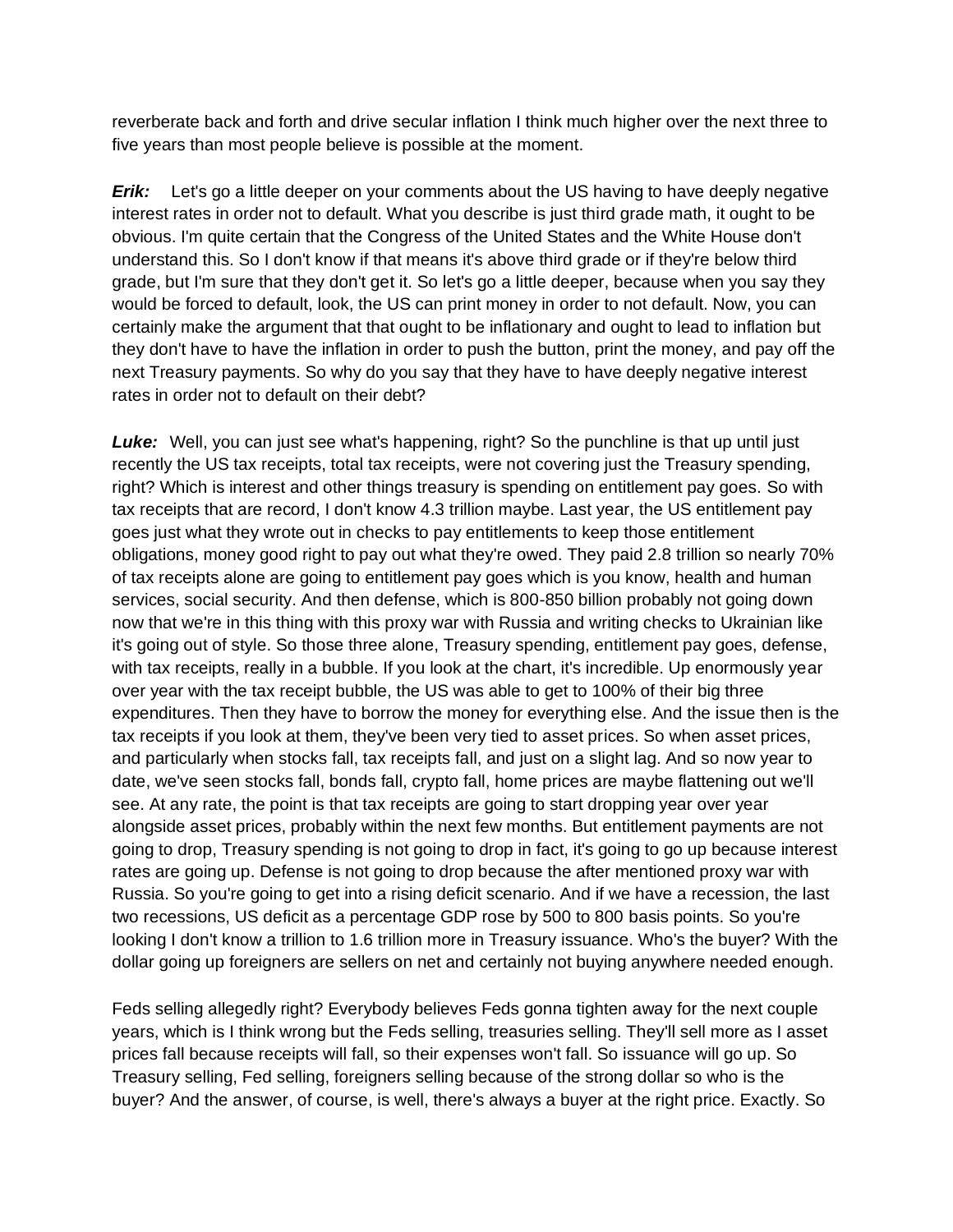reverberate back and forth and drive secular inflation I think much higher over the next three to five years than most people believe is possible at the moment.

***Erik:*** Let's go a little deeper on your comments about the US having to have deeply negative interest rates in order not to default. What you describe is just third grade math, it ought to be obvious. I'm quite certain that the Congress of the United States and the White House don't understand this. So I don't know if that means it's above third grade or if they're below third grade, but I'm sure that they don't get it. So let's go a little deeper, because when you say they would be forced to default, look, the US can print money in order to not default. Now, you can certainly make the argument that that ought to be inflationary and ought to lead to inflation but they don't have to have the inflation in order to push the button, print the money, and pay off the next Treasury payments. So why do you say that they have to have deeply negative interest rates in order not to default on their debt?

***Luke:*** Well, you can just see what's happening, right? So the punchline is that up until just recently the US tax receipts, total tax receipts, were not covering just the Treasury spending, right? Which is interest and other things treasury is spending on entitlement pay goes. So with tax receipts that are record, I don't know 4.3 trillion maybe. Last year, the US entitlement pay goes just what they wrote out in checks to pay entitlements to keep those entitlement obligations, money good right to pay out what they're owed. They paid 2.8 trillion so nearly 70% of tax receipts alone are going to entitlement pay goes which is you know, health and human services, social security. And then defense, which is 800-850 billion probably not going down now that we're in this thing with this proxy war with Russia and writing checks to Ukrainian like it's going out of style. So those three alone, Treasury spending, entitlement pay goes, defense, with tax receipts, really in a bubble. If you look at the chart, it's incredible. Up enormously year over year with the tax receipt bubble, the US was able to get to 100% of their big three expenditures. Then they have to borrow the money for everything else. And the issue then is the tax receipts if you look at them, they've been very tied to asset prices. So when asset prices, and particularly when stocks fall, tax receipts fall, and just on a slight lag. And so now year to date, we've seen stocks fall, bonds fall, crypto fall, home prices are maybe flattening out we'll see. At any rate, the point is that tax receipts are going to start dropping year over year alongside asset prices, probably within the next few months. But entitlement payments are not going to drop, Treasury spending is not going to drop in fact, it's going to go up because interest rates are going up. Defense is not going to drop because the after mentioned proxy war with Russia. So you're going to get into a rising deficit scenario. And if we have a recession, the last two recessions, US deficit as a percentage GDP rose by 500 to 800 basis points. So you're looking I don't know a trillion to 1.6 trillion more in Treasury issuance. Who's the buyer? With the dollar going up foreigners are sellers on net and certainly not buying anywhere needed enough.

Feds selling allegedly right? Everybody believes Feds gonna tighten away for the next couple years, which is I think wrong but the Feds selling, treasuries selling. They'll sell more as I asset prices fall because receipts will fall, so their expenses won't fall. So issuance will go up. So Treasury selling, Fed selling, foreigners selling because of the strong dollar so who is the buyer? And the answer, of course, is well, there's always a buyer at the right price. Exactly. So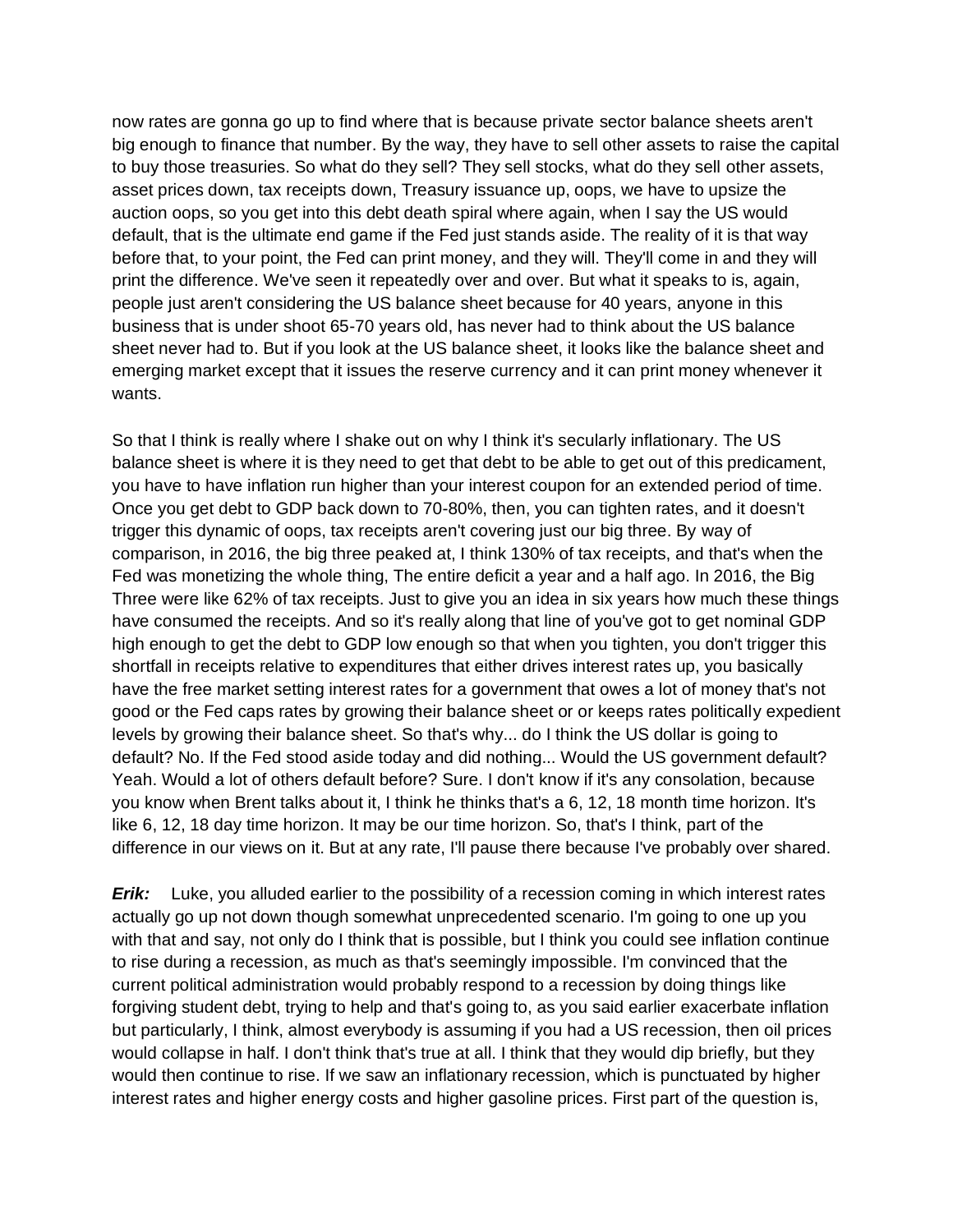now rates are gonna go up to find where that is because private sector balance sheets aren't big enough to finance that number. By the way, they have to sell other assets to raise the capital to buy those treasuries. So what do they sell? They sell stocks, what do they sell other assets, asset prices down, tax receipts down, Treasury issuance up, oops, we have to upsize the auction oops, so you get into this debt death spiral where again, when I say the US would default, that is the ultimate end game if the Fed just stands aside. The reality of it is that way before that, to your point, the Fed can print money, and they will. They'll come in and they will print the difference. We've seen it repeatedly over and over. But what it speaks to is, again, people just aren't considering the US balance sheet because for 40 years, anyone in this business that is under shoot 65-70 years old, has never had to think about the US balance sheet never had to. But if you look at the US balance sheet, it looks like the balance sheet and emerging market except that it issues the reserve currency and it can print money whenever it wants.

So that I think is really where I shake out on why I think it's secularly inflationary. The US balance sheet is where it is they need to get that debt to be able to get out of this predicament, you have to have inflation run higher than your interest coupon for an extended period of time. Once you get debt to GDP back down to 70-80%, then, you can tighten rates, and it doesn't trigger this dynamic of oops, tax receipts aren't covering just our big three. By way of comparison, in 2016, the big three peaked at, I think 130% of tax receipts, and that's when the Fed was monetizing the whole thing, The entire deficit a year and a half ago. In 2016, the Big Three were like 62% of tax receipts. Just to give you an idea in six years how much these things have consumed the receipts. And so it's really along that line of you've got to get nominal GDP high enough to get the debt to GDP low enough so that when you tighten, you don't trigger this shortfall in receipts relative to expenditures that either drives interest rates up, you basically have the free market setting interest rates for a government that owes a lot of money that's not good or the Fed caps rates by growing their balance sheet or or keeps rates politically expedient levels by growing their balance sheet. So that's why... do I think the US dollar is going to default? No. If the Fed stood aside today and did nothing... Would the US government default? Yeah. Would a lot of others default before? Sure. I don't know if it's any consolation, because you know when Brent talks about it, I think he thinks that's a 6, 12, 18 month time horizon. It's like 6, 12, 18 day time horizon. It may be our time horizon. So, that's I think, part of the difference in our views on it. But at any rate, I'll pause there because I've probably over shared.

***Erik:*** Luke, you alluded earlier to the possibility of a recession coming in which interest rates actually go up not down though somewhat unprecedented scenario. I'm going to one up you with that and say, not only do I think that is possible, but I think you could see inflation continue to rise during a recession, as much as that's seemingly impossible. I'm convinced that the current political administration would probably respond to a recession by doing things like forgiving student debt, trying to help and that's going to, as you said earlier exacerbate inflation but particularly, I think, almost everybody is assuming if you had a US recession, then oil prices would collapse in half. I don't think that's true at all. I think that they would dip briefly, but they would then continue to rise. If we saw an inflationary recession, which is punctuated by higher interest rates and higher energy costs and higher gasoline prices. First part of the question is,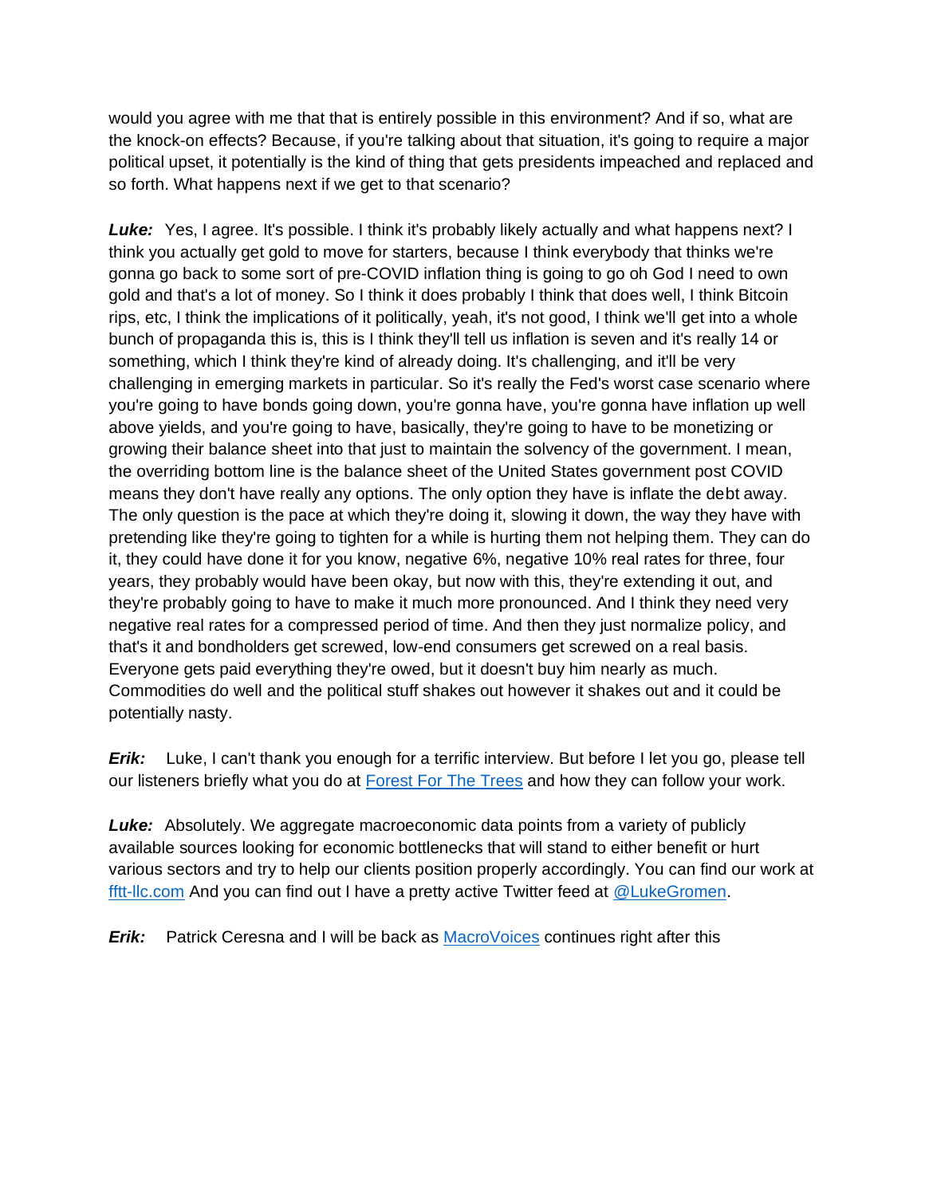would you agree with me that that is entirely possible in this environment? And if so, what are the knock-on effects? Because, if you're talking about that situation, it's going to require a major political upset, it potentially is the kind of thing that gets presidents impeached and replaced and so forth. What happens next if we get to that scenario?

***Luke:*** Yes, I agree. It's possible. I think it's probably likely actually and what happens next? I think you actually get gold to move for starters, because I think everybody that thinks we're gonna go back to some sort of pre-COVID inflation thing is going to go oh God I need to own gold and that's a lot of money. So I think it does probably I think that does well, I think Bitcoin rips, etc, I think the implications of it politically, yeah, it's not good, I think we'll get into a whole bunch of propaganda this is, this is I think they'll tell us inflation is seven and it's really 14 or something, which I think they're kind of already doing. It's challenging, and it'll be very challenging in emerging markets in particular. So it's really the Fed's worst case scenario where you're going to have bonds going down, you're gonna have, you're gonna have inflation up well above yields, and you're going to have, basically, they're going to have to be monetizing or growing their balance sheet into that just to maintain the solvency of the government. I mean, the overriding bottom line is the balance sheet of the United States government post COVID means they don't have really any options. The only option they have is inflate the debt away. The only question is the pace at which they're doing it, slowing it down, the way they have with pretending like they're going to tighten for a while is hurting them not helping them. They can do it, they could have done it for you know, negative 6%, negative 10% real rates for three, four years, they probably would have been okay, but now with this, they're extending it out, and they're probably going to have to make it much more pronounced. And I think they need very negative real rates for a compressed period of time. And then they just normalize policy, and that's it and bondholders get screwed, low-end consumers get screwed on a real basis. Everyone gets paid everything they're owed, but it doesn't buy him nearly as much. Commodities do well and the political stuff shakes out however it shakes out and it could be potentially nasty.

***Erik:*** Luke, I can't thank you enough for a terrific interview. But before I let you go, please tell our listeners briefly what you do at [Forest For The Trees]() and how they can follow your work.

***Luke:*** Absolutely. We aggregate macroeconomic data points from a variety of publicly available sources looking for economic bottlenecks that will stand to either benefit or hurt various sectors and try to help our clients position properly accordingly. You can find our work at [fftt-llc.com]() And you can find out I have a pretty active Twitter feed at [@LukeGromen]().

***Erik:*** Patrick Ceresna and I will be back as [MacroVoices]() continues right after this